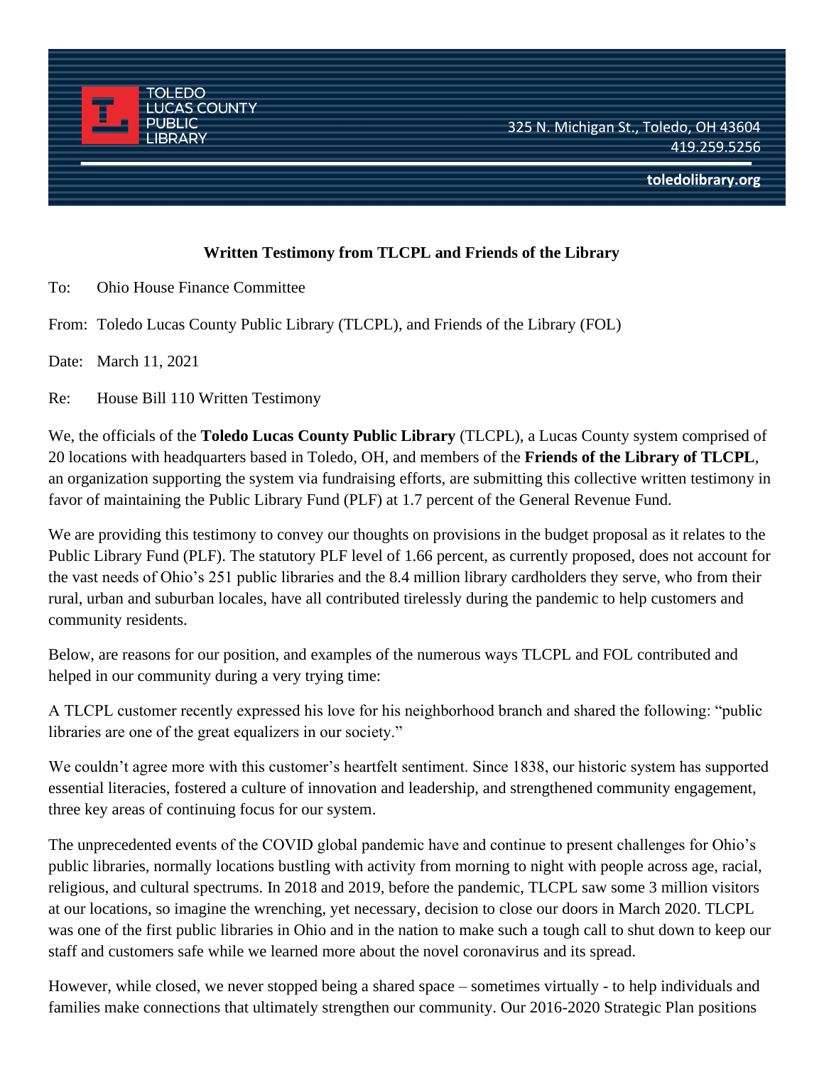TOLEDO LUCAS COUNTY PUBLIC LIBRARY

325 N. Michigan St., Toledo, OH 43604
419.259.5256

toledolibrary.org

**Written Testimony from TLCPL and Friends of the Library**

To: Ohio House Finance Committee

From: Toledo Lucas County Public Library (TLCPL), and Friends of the Library (FOL)

Date: March 11, 2021

Re: House Bill 110 Written Testimony

We, the officials of the **Toledo Lucas County Public Library** (TLCPL), a Lucas County system comprised of 20 locations with headquarters based in Toledo, OH, and members of the **Friends of the Library of TLCPL**, an organization supporting the system via fundraising efforts, are submitting this collective written testimony in favor of maintaining the Public Library Fund (PLF) at 1.7 percent of the General Revenue Fund.

We are providing this testimony to convey our thoughts on provisions in the budget proposal as it relates to the Public Library Fund (PLF). The statutory PLF level of 1.66 percent, as currently proposed, does not account for the vast needs of Ohio's 251 public libraries and the 8.4 million library cardholders they serve, who from their rural, urban and suburban locales, have all contributed tirelessly during the pandemic to help customers and community residents.

Below, are reasons for our position, and examples of the numerous ways TLCPL and FOL contributed and helped in our community during a very trying time:

A TLCPL customer recently expressed his love for his neighborhood branch and shared the following: "public libraries are one of the great equalizers in our society."

We couldn't agree more with this customer's heartfelt sentiment. Since 1838, our historic system has supported essential literacies, fostered a culture of innovation and leadership, and strengthened community engagement, three key areas of continuing focus for our system.

The unprecedented events of the COVID global pandemic have and continue to present challenges for Ohio's public libraries, normally locations bustling with activity from morning to night with people across age, racial, religious, and cultural spectrums. In 2018 and 2019, before the pandemic, TLCPL saw some 3 million visitors at our locations, so imagine the wrenching, yet necessary, decision to close our doors in March 2020. TLCPL was one of the first public libraries in Ohio and in the nation to make such a tough call to shut down to keep our staff and customers safe while we learned more about the novel coronavirus and its spread.

However, while closed, we never stopped being a shared space – sometimes virtually - to help individuals and families make connections that ultimately strengthen our community. Our 2016-2020 Strategic Plan positions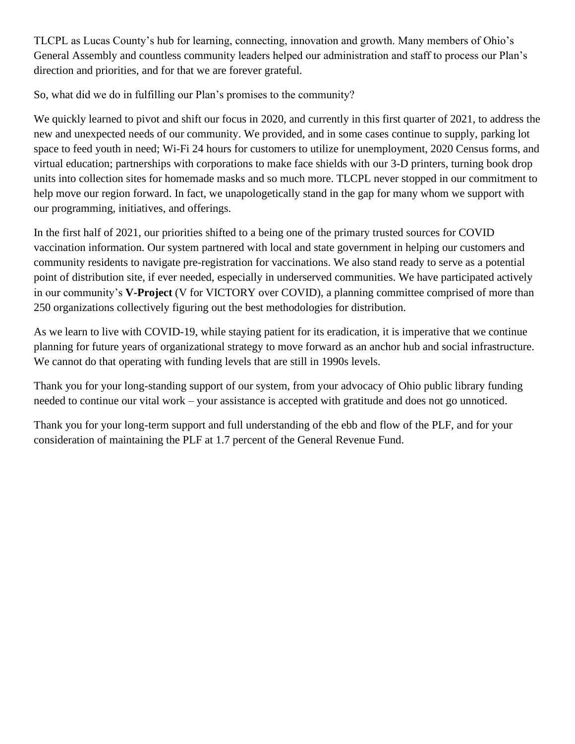TLCPL as Lucas County's hub for learning, connecting, innovation and growth. Many members of Ohio's General Assembly and countless community leaders helped our administration and staff to process our Plan's direction and priorities, and for that we are forever grateful.

So, what did we do in fulfilling our Plan's promises to the community?

We quickly learned to pivot and shift our focus in 2020, and currently in this first quarter of 2021, to address the new and unexpected needs of our community. We provided, and in some cases continue to supply, parking lot space to feed youth in need; Wi-Fi 24 hours for customers to utilize for unemployment, 2020 Census forms, and virtual education; partnerships with corporations to make face shields with our 3-D printers, turning book drop units into collection sites for homemade masks and so much more. TLCPL never stopped in our commitment to help move our region forward. In fact, we unapologetically stand in the gap for many whom we support with our programming, initiatives, and offerings.

In the first half of 2021, our priorities shifted to a being one of the primary trusted sources for COVID vaccination information. Our system partnered with local and state government in helping our customers and community residents to navigate pre-registration for vaccinations. We also stand ready to serve as a potential point of distribution site, if ever needed, especially in underserved communities. We have participated actively in our community's **V-Project** (V for VICTORY over COVID), a planning committee comprised of more than 250 organizations collectively figuring out the best methodologies for distribution.

As we learn to live with COVID-19, while staying patient for its eradication, it is imperative that we continue planning for future years of organizational strategy to move forward as an anchor hub and social infrastructure. We cannot do that operating with funding levels that are still in 1990s levels.

Thank you for your long-standing support of our system, from your advocacy of Ohio public library funding needed to continue our vital work – your assistance is accepted with gratitude and does not go unnoticed.

Thank you for your long-term support and full understanding of the ebb and flow of the PLF, and for your consideration of maintaining the PLF at 1.7 percent of the General Revenue Fund.